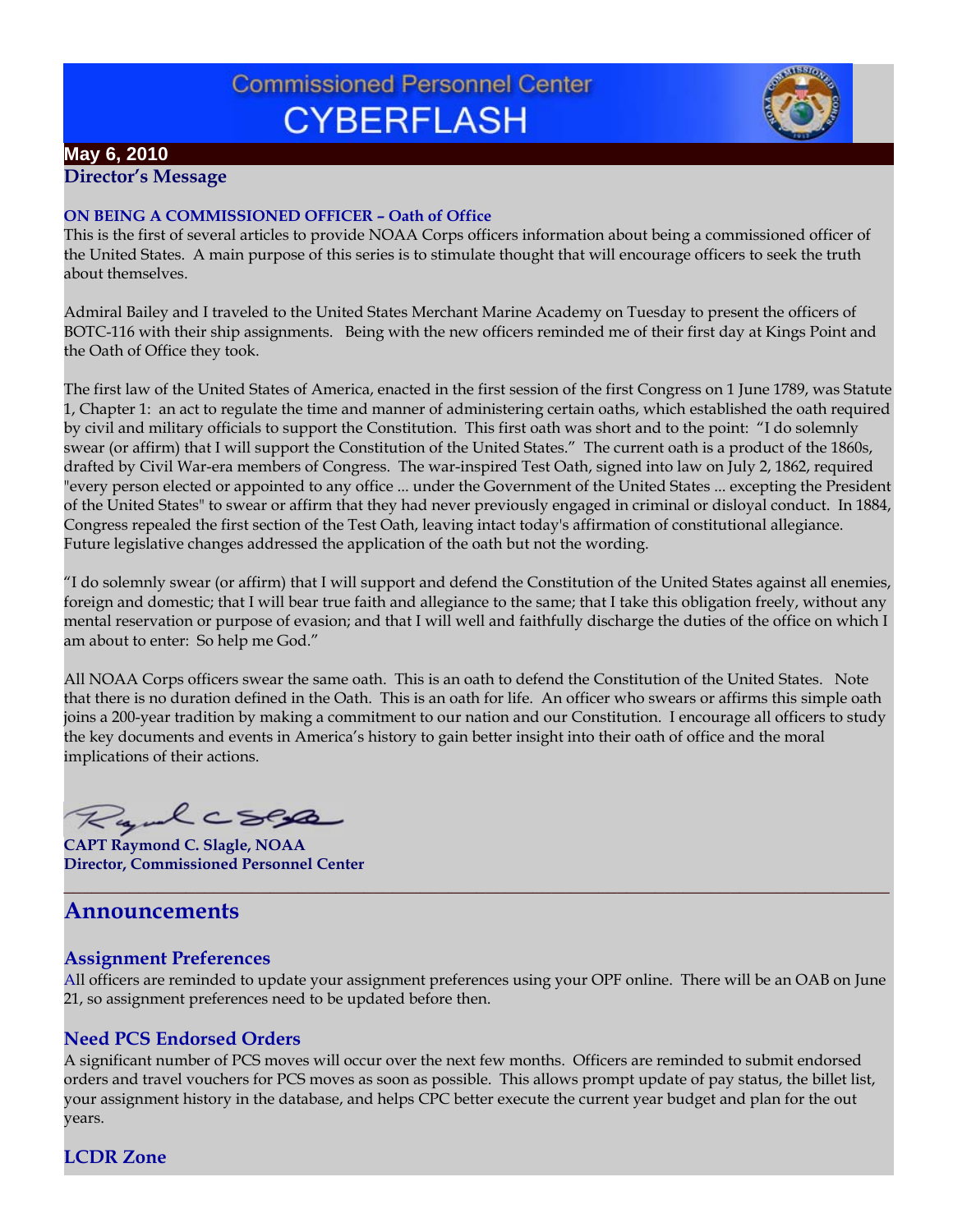# Commissioned Personnel Center CYBERFLASH

**May 6, 2010**

## Director's Message

### ON BEING A COMMISSIONED OFFICER – Oath of Office

This is the first of several articles to provide NOAA Corps officers information about being a commissioned officer of the United States. A main purpose of this series is to stimulate thought that will encourage officers to seek the truth about themselves.

Admiral Bailey and I traveled to the United States Merchant Marine Academy on Tuesday to present the officers of BOTC-116 with their ship assignments. Being with the new officers reminded me of their first day at Kings Point and the Oath of Office they took.

The first law of the United States of America, enacted in the first session of the first Congress on 1 June 1789, was Statute 1, Chapter 1: an act to regulate the time and manner of administering certain oaths, which established the oath required by civil and military officials to support the Constitution. This first oath was short and to the point: "I do solemnly swear (or affirm) that I will support the Constitution of the United States." The current oath is a product of the 1860s, drafted by Civil War-era members of Congress. The war-inspired Test Oath, signed into law on July 2, 1862, required "every person elected or appointed to any office ... under the Government of the United States ... excepting the President of the United States" to swear or affirm that they had never previously engaged in criminal or disloyal conduct. In 1884, Congress repealed the first section of the Test Oath, leaving intact today's affirmation of constitutional allegiance. Future legislative changes addressed the application of the oath but not the wording.

"I do solemnly swear (or affirm) that I will support and defend the Constitution of the United States against all enemies, foreign and domestic; that I will bear true faith and allegiance to the same; that I take this obligation freely, without any mental reservation or purpose of evasion; and that I will well and faithfully discharge the duties of the office on which I am about to enter: So help me God."

All NOAA Corps officers swear the same oath. This is an oath to defend the Constitution of the United States. Note that there is no duration defined in the Oath. This is an oath for life. An officer who swears or affirms this simple oath joins a 200-year tradition by making a commitment to our nation and our Constitution. I encourage all officers to study the key documents and events in America's history to gain better insight into their oath of office and the moral implications of their actions.

**CAPT Raymond C. Slagle, NOAA**
**Director, Commissioned Personnel Center**

---

## Announcements

### Assignment Preferences

All officers are reminded to update your assignment preferences using your OPF online. There will be an OAB on June 21, so assignment preferences need to be updated before then.

### Need PCS Endorsed Orders

A significant number of PCS moves will occur over the next few months. Officers are reminded to submit endorsed orders and travel vouchers for PCS moves as soon as possible. This allows prompt update of pay status, the billet list, your assignment history in the database, and helps CPC better execute the current year budget and plan for the out years.

### LCDR Zone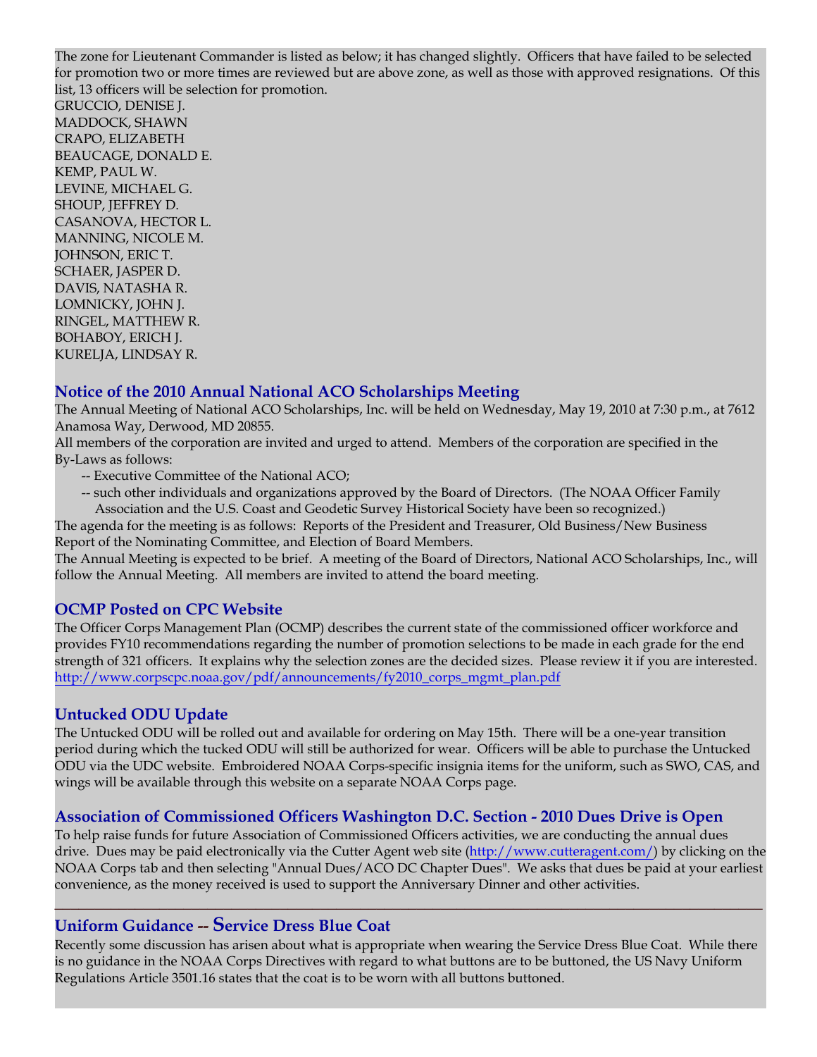The zone for Lieutenant Commander is listed as below; it has changed slightly. Officers that have failed to be selected for promotion two or more times are reviewed but are above zone, as well as those with approved resignations. Of this list, 13 officers will be selection for promotion.

GRUCCIO, DENISE J.
MADDOCK, SHAWN
CRAPO, ELIZABETH
BEAUCAGE, DONALD E.
KEMP, PAUL W.
LEVINE, MICHAEL G.
SHOUP, JEFFREY D.
CASANOVA, HECTOR L.
MANNING, NICOLE M.
JOHNSON, ERIC T.
SCHAER, JASPER D.
DAVIS, NATASHA R.
LOMNICKY, JOHN J.
RINGEL, MATTHEW R.
BOHABOY, ERICH J.
KURELJA, LINDSAY R.

## Notice of the 2010 Annual National ACO Scholarships Meeting

The Annual Meeting of National ACO Scholarships, Inc. will be held on Wednesday, May 19, 2010 at 7:30 p.m., at 7612 Anamosa Way, Derwood, MD 20855.

All members of the corporation are invited and urged to attend. Members of the corporation are specified in the By-Laws as follows:

- -- Executive Committee of the National ACO;
- -- such other individuals and organizations approved by the Board of Directors. (The NOAA Officer Family Association and the U.S. Coast and Geodetic Survey Historical Society have been so recognized.)

The agenda for the meeting is as follows: Reports of the President and Treasurer, Old Business/New Business Report of the Nominating Committee, and Election of Board Members.

The Annual Meeting is expected to be brief. A meeting of the Board of Directors, National ACO Scholarships, Inc., will follow the Annual Meeting. All members are invited to attend the board meeting.

## OCMP Posted on CPC Website

The Officer Corps Management Plan (OCMP) describes the current state of the commissioned officer workforce and provides FY10 recommendations regarding the number of promotion selections to be made in each grade for the end strength of 321 officers. It explains why the selection zones are the decided sizes. Please review it if you are interested. http://www.corpscpc.noaa.gov/pdf/announcements/fy2010_corps_mgmt_plan.pdf

## Untucked ODU Update

The Untucked ODU will be rolled out and available for ordering on May 15th. There will be a one-year transition period during which the tucked ODU will still be authorized for wear. Officers will be able to purchase the Untucked ODU via the UDC website. Embroidered NOAA Corps-specific insignia items for the uniform, such as SWO, CAS, and wings will be available through this website on a separate NOAA Corps page.

## Association of Commissioned Officers Washington D.C. Section - 2010 Dues Drive is Open

To help raise funds for future Association of Commissioned Officers activities, we are conducting the annual dues drive. Dues may be paid electronically via the Cutter Agent web site (http://www.cutteragent.com/) by clicking on the NOAA Corps tab and then selecting "Annual Dues/ACO DC Chapter Dues". We asks that dues be paid at your earliest convenience, as the money received is used to support the Anniversary Dinner and other activities.

---

## Uniform Guidance -- Service Dress Blue Coat

Recently some discussion has arisen about what is appropriate when wearing the Service Dress Blue Coat. While there is no guidance in the NOAA Corps Directives with regard to what buttons are to be buttoned, the US Navy Uniform Regulations Article 3501.16 states that the coat is to be worn with all buttons buttoned.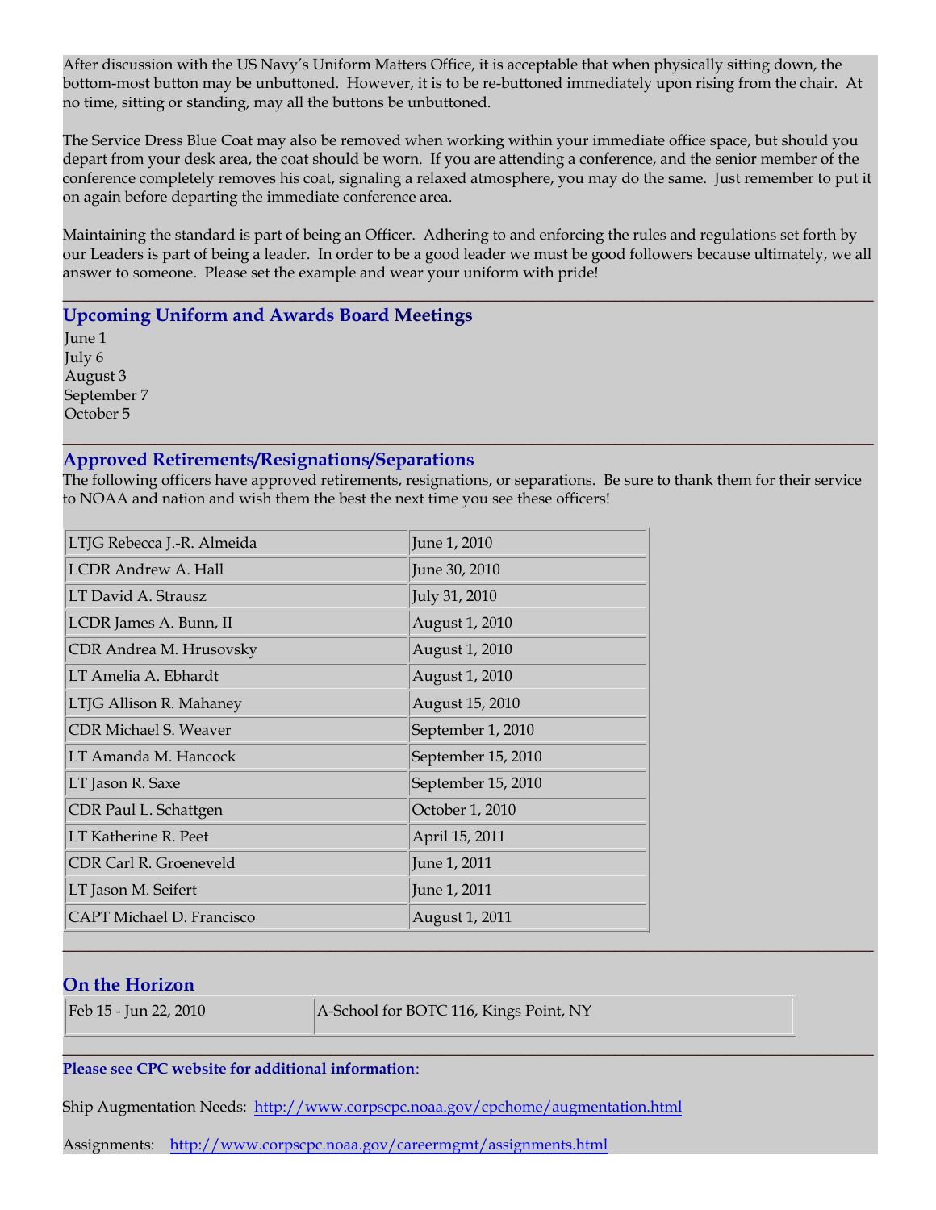After discussion with the US Navy's Uniform Matters Office, it is acceptable that when physically sitting down, the bottom-most button may be unbuttoned. However, it is to be re-buttoned immediately upon rising from the chair. At no time, sitting or standing, may all the buttons be unbuttoned.

The Service Dress Blue Coat may also be removed when working within your immediate office space, but should you depart from your desk area, the coat should be worn. If you are attending a conference, and the senior member of the conference completely removes his coat, signaling a relaxed atmosphere, you may do the same. Just remember to put it on again before departing the immediate conference area.

Maintaining the standard is part of being an Officer. Adhering to and enforcing the rules and regulations set forth by our Leaders is part of being a leader. In order to be a good leader we must be good followers because ultimately, we all answer to someone. Please set the example and wear your uniform with pride!

---

## Upcoming Uniform and Awards Board Meetings

June 1
July 6
August 3
September 7
October 5

---

## Approved Retirements/Resignations/Separations

The following officers have approved retirements, resignations, or separations. Be sure to thank them for their service to NOAA and nation and wish them the best the next time you see these officers!

| | |
|---|---|
| LTJG Rebecca J.-R. Almeida | June 1, 2010 |
| LCDR Andrew A. Hall | June 30, 2010 |
| LT David A. Strausz | July 31, 2010 |
| LCDR James A. Bunn, II | August 1, 2010 |
| CDR Andrea M. Hrusovsky | August 1, 2010 |
| LT Amelia A. Ebhardt | August 1, 2010 |
| LTJG Allison R. Mahaney | August 15, 2010 |
| CDR Michael S. Weaver | September 1, 2010 |
| LT Amanda M. Hancock | September 15, 2010 |
| LT Jason R. Saxe | September 15, 2010 |
| CDR Paul L. Schattgen | October 1, 2010 |
| LT Katherine R. Peet | April 15, 2011 |
| CDR Carl R. Groeneveld | June 1, 2011 |
| LT Jason M. Seifert | June 1, 2011 |
| CAPT Michael D. Francisco | August 1, 2011 |

---

## On the Horizon

| | |
|---|---|
| Feb 15 - Jun 22, 2010 | A-School for BOTC 116, Kings Point, NY |

---

**Please see CPC website for additional information**:

Ship Augmentation Needs: http://www.corpscpc.noaa.gov/cpchome/augmentation.html

Assignments: http://www.corpscpc.noaa.gov/careermgmt/assignments.html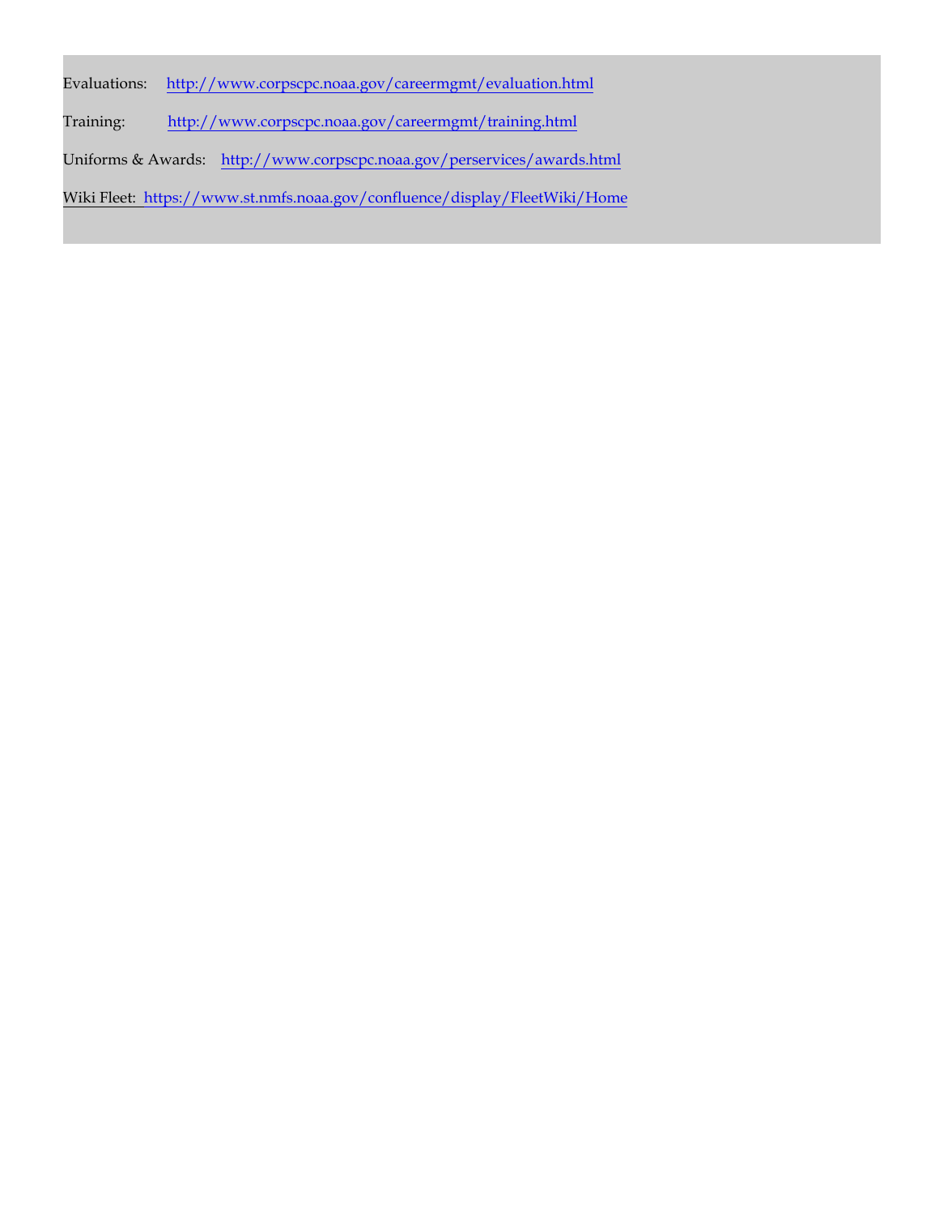Evaluations: http://www.corpscpc.noaa.gov/careermgmt/evaluation.html

Training: http://www.corpscpc.noaa.gov/careermgmt/training.html

Uniforms & Awards: http://www.corpscpc.noaa.gov/perservices/awards.html

Wiki Fleet: https://www.st.nmfs.noaa.gov/confluence/display/FleetWiki/Home